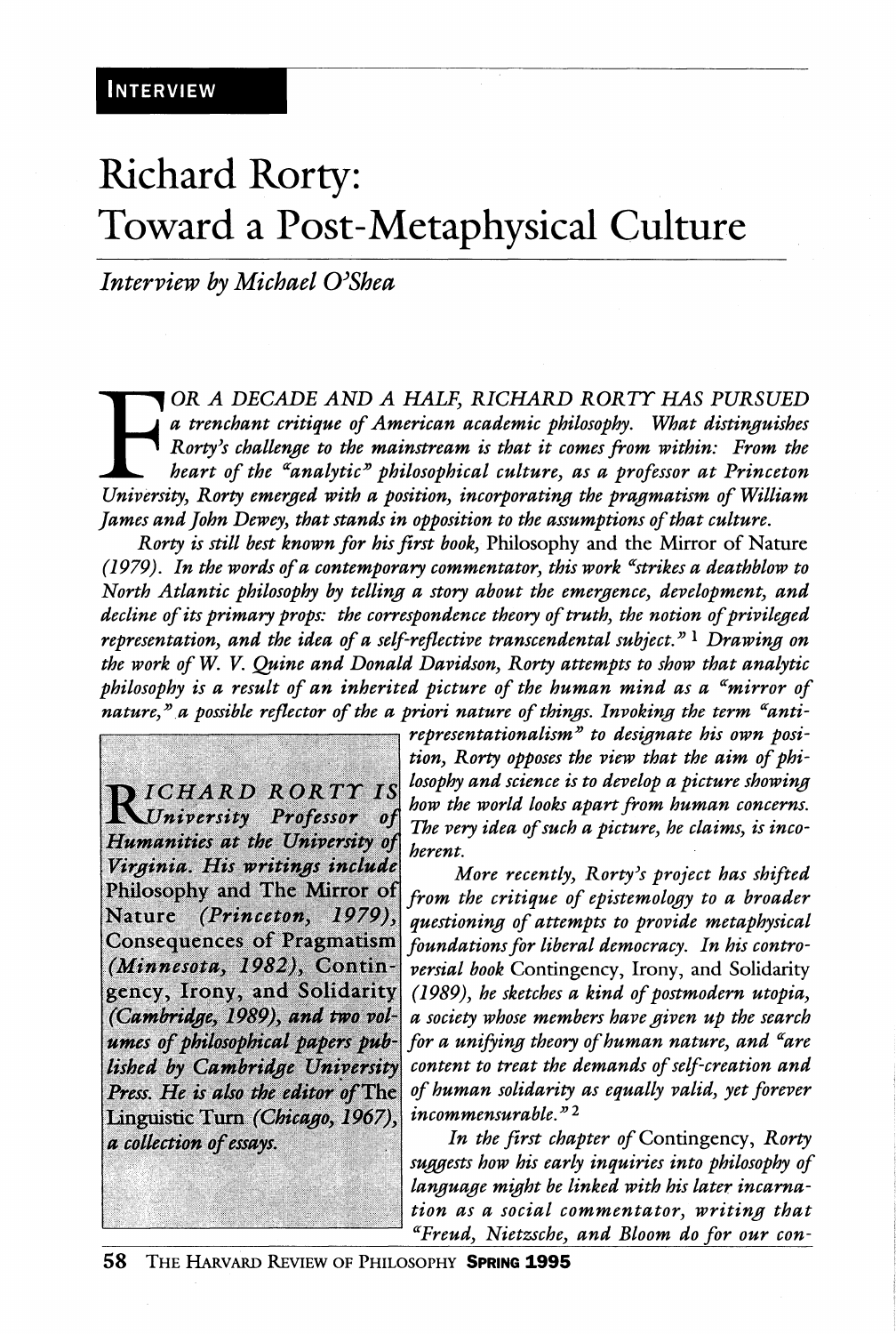INTERVIEW

# Richard Rorty: Toward a Post-Metaphysical Culture

*Interview by Michael O'Shea*

*FOR A DECADE AND A HALF, RICHARD RORTY HAS PURSUED a trenchant critique of American academic philosophy. What distinguishes Rorty's challenge to the mainstream is that it comes from within: From the heart of the "analytic" philosophical culture, as a professor at Princeton University, Rorty emerged with a position, incorporating the pragmatism of William James and John Dewey, that stands in opposition to the assumptions of that culture.*

*Rorty is still best known for his first book,* Philosophy and the Mirror of Nature *(1979). In the words of a contemporary commentator, this work "strikes a deathblow to North Atlantic philosophy by telling a story about the emergence, development, and decline of its primary props: the correspondence theory of truth, the notion of privileged representation, and the idea of a self-reflective transcendental subject."*[1] *Drawing on the work of W. V. Quine and Donald Davidson, Rorty attempts to show that analytic philosophy is a result of an inherited picture of the human mind as a "mirror of nature," a possible reflector of the a priori nature of things. Invoking the term "anti-representationalism" to designate his own position, Rorty opposes the view that the aim of philosophy and science is to develop a picture showing how the world looks apart from human concerns. The very idea of such a picture, he claims, is incoherent.*

*RICHARD RORTY IS University Professor of Humanities at the University of Virginia. His writings include* Philosophy and The Mirror of Nature *(Princeton, 1979),* Consequences of Pragmatism *(Minnesota, 1982),* Contingency, Irony, and Solidarity *(Cambridge, 1989), and two volumes of philosophical papers published by Cambridge University Press. He is also the editor of* The Linguistic Turn *(Chicago, 1967), a collection of essays.*

*More recently, Rorty's project has shifted from the critique of epistemology to a broader questioning of attempts to provide metaphysical foundations for liberal democracy. In his controversial book* Contingency, Irony, and Solidarity *(1989), he sketches a kind of postmodern utopia, a society whose members have given up the search for a unifying theory of human nature, and "are content to treat the demands of self-creation and of human solidarity as equally valid, yet forever incommensurable."*[2]

*In the first chapter of* Contingency, *Rorty suggests how his early inquiries into philosophy of language might be linked with his later incarnation as a social commentator, writing that "Freud, Nietzsche, and Bloom do for our con-*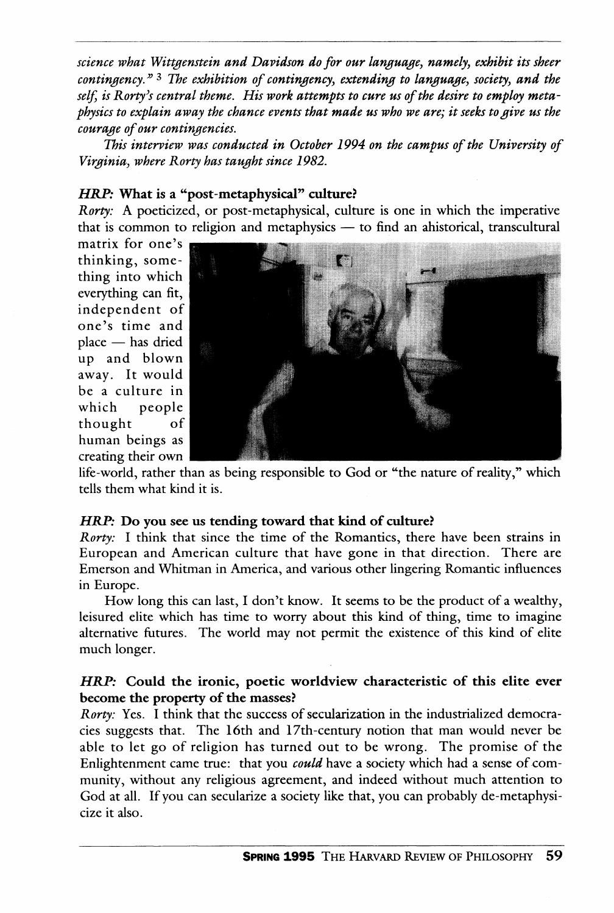*science what Wittgenstein and Davidson do for our language, namely, exhibit its sheer contingency."*[3] *The exhibition of contingency, extending to language, society, and the self, is Rorty's central theme. His work attempts to cure us of the desire to employ metaphysics to explain away the chance events that made us who we are; it seeks to give us the courage of our contingencies.*

*This interview was conducted in October 1994 on the campus of the University of Virginia, where Rorty has taught since 1982.*

***HRP:* What is a "post-metaphysical" culture?**

*Rorty:* A poeticized, or post-metaphysical, culture is one in which the imperative that is common to religion and metaphysics — to find an ahistorical, transcultural matrix for one's thinking, something into which everything can fit, independent of one's time and place — has dried up and blown away. It would be a culture in which people thought of human beings as creating their own life-world, rather than as being responsible to God or "the nature of reality," which tells them what kind it is.

***HRP:* Do you see us tending toward that kind of culture?**

*Rorty:* I think that since the time of the Romantics, there have been strains in European and American culture that have gone in that direction. There are Emerson and Whitman in America, and various other lingering Romantic influences in Europe.

How long this can last, I don't know. It seems to be the product of a wealthy, leisured elite which has time to worry about this kind of thing, time to imagine alternative futures. The world may not permit the existence of this kind of elite much longer.

***HRP:* Could the ironic, poetic worldview characteristic of this elite ever become the property of the masses?**

*Rorty:* Yes. I think that the success of secularization in the industrialized democracies suggests that. The 16th and 17th-century notion that man would never be able to let go of religion has turned out to be wrong. The promise of the Enlightenment came true: that you *could* have a society which had a sense of community, without any religious agreement, and indeed without much attention to God at all. If you can secularize a society like that, you can probably de-metaphysicize it also.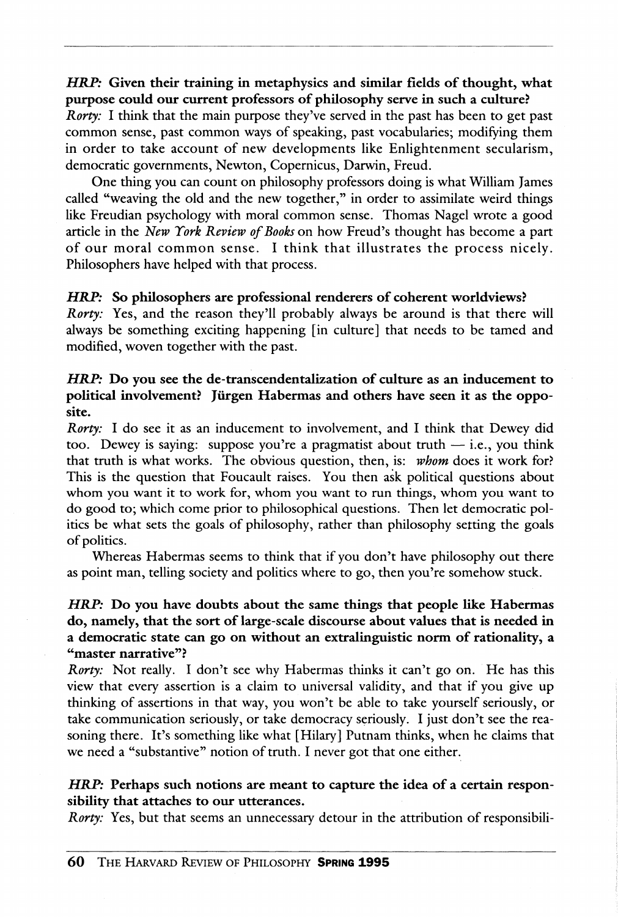***HRP*: Given their training in metaphysics and similar fields of thought, what purpose could our current professors of philosophy serve in such a culture?**

*Rorty:* I think that the main purpose they've served in the past has been to get past common sense, past common ways of speaking, past vocabularies; modifying them in order to take account of new developments like Enlightenment secularism, democratic governments, Newton, Copernicus, Darwin, Freud.

One thing you can count on philosophy professors doing is what William James called "weaving the old and the new together," in order to assimilate weird things like Freudian psychology with moral common sense. Thomas Nagel wrote a good article in the *New York Review of Books* on how Freud's thought has become a part of our moral common sense. I think that illustrates the process nicely. Philosophers have helped with that process.

***HRP*: So philosophers are professional renderers of coherent worldviews?**

*Rorty:* Yes, and the reason they'll probably always be around is that there will always be something exciting happening [in culture] that needs to be tamed and modified, woven together with the past.

***HRP*: Do you see the de-transcendentalization of culture as an inducement to political involvement? Jürgen Habermas and others have seen it as the opposite.**

*Rorty:* I do see it as an inducement to involvement, and I think that Dewey did too. Dewey is saying: suppose you're a pragmatist about truth — i.e., you think that truth is what works. The obvious question, then, is: *whom* does it work for? This is the question that Foucault raises. You then ask political questions about whom you want it to work for, whom you want to run things, whom you want to do good to; which come prior to philosophical questions. Then let democratic politics be what sets the goals of philosophy, rather than philosophy setting the goals of politics.

Whereas Habermas seems to think that if you don't have philosophy out there as point man, telling society and politics where to go, then you're somehow stuck.

***HRP*: Do you have doubts about the same things that people like Habermas do, namely, that the sort of large-scale discourse about values that is needed in a democratic state can go on without an extralinguistic norm of rationality, a "master narrative"?**

*Rorty:* Not really. I don't see why Habermas thinks it can't go on. He has this view that every assertion is a claim to universal validity, and that if you give up thinking of assertions in that way, you won't be able to take yourself seriously, or take communication seriously, or take democracy seriously. I just don't see the reasoning there. It's something like what [Hilary] Putnam thinks, when he claims that we need a "substantive" notion of truth. I never got that one either.

***HRP*: Perhaps such notions are meant to capture the idea of a certain responsibility that attaches to our utterances.**

*Rorty:* Yes, but that seems an unnecessary detour in the attribution of responsibili-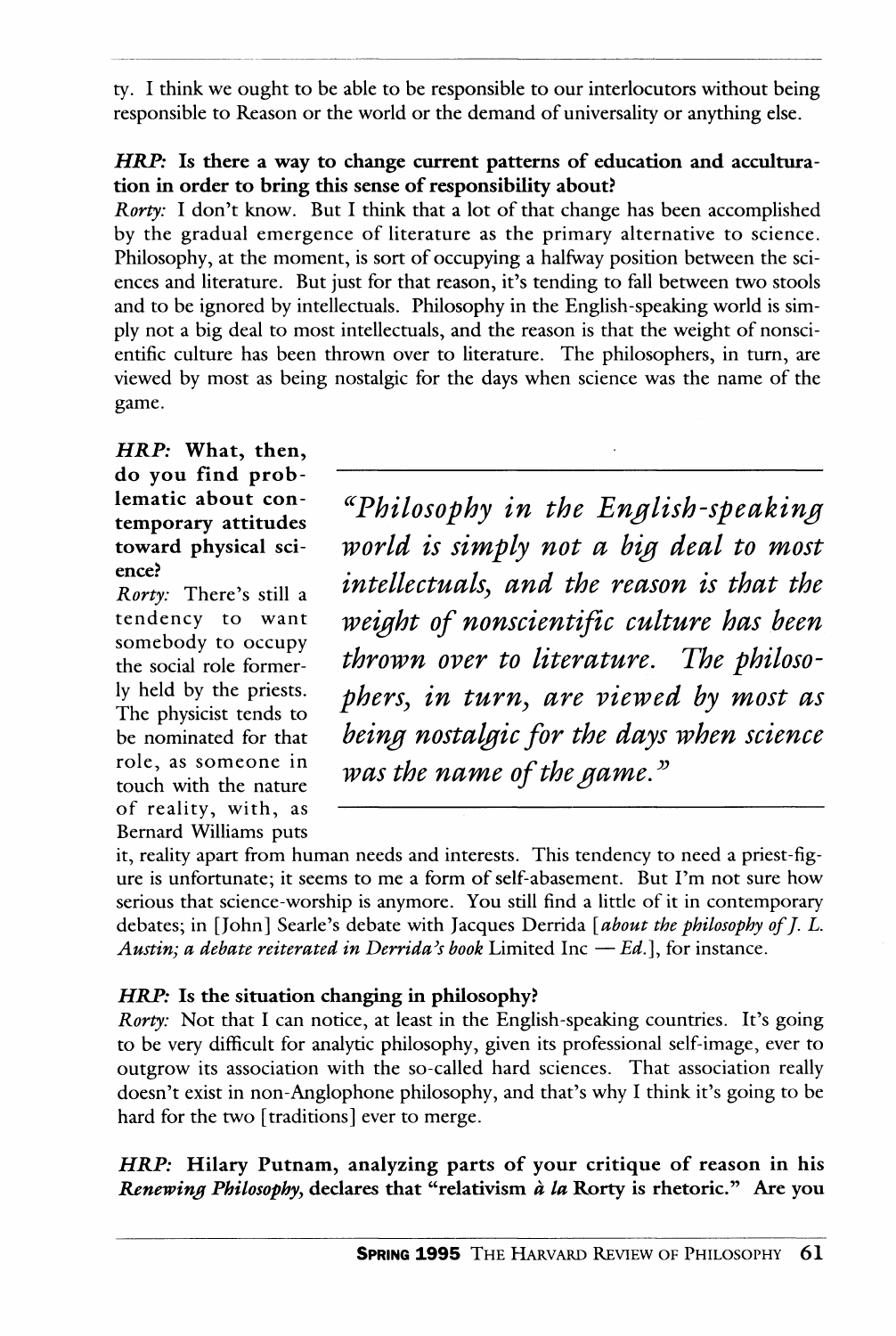ty. I think we ought to be able to be responsible to our interlocutors without being responsible to Reason or the world or the demand of universality or anything else.

***HRP:* Is there a way to change current patterns of education and acculturation in order to bring this sense of responsibility about?**

*Rorty:* I don't know. But I think that a lot of that change has been accomplished by the gradual emergence of literature as the primary alternative to science. Philosophy, at the moment, is sort of occupying a halfway position between the sciences and literature. But just for that reason, it's tending to fall between two stools and to be ignored by intellectuals. Philosophy in the English-speaking world is simply not a big deal to most intellectuals, and the reason is that the weight of nonscientific culture has been thrown over to literature. The philosophers, in turn, are viewed by most as being nostalgic for the days when science was the name of the game.

***HRP:* What, then, do you find problematic about contemporary attitudes toward physical science?**

*Rorty:* There's still a tendency to want somebody to occupy the social role formerly held by the priests. The physicist tends to be nominated for that role, as someone in touch with the nature of reality, with, as Bernard Williams puts it, reality apart from human needs and interests. This tendency to need a priest-figure is unfortunate; it seems to me a form of self-abasement. But I'm not sure how serious that science-worship is anymore. You still find a little of it in contemporary debates; in [John] Searle's debate with Jacques Derrida [*about the philosophy of J. L. Austin; a debate reiterated in Derrida's book* Limited Inc — *Ed.*], for instance.

> *"Philosophy in the English-speaking world is simply not a big deal to most intellectuals, and the reason is that the weight of nonscientific culture has been thrown over to literature. The philosophers, in turn, are viewed by most as being nostalgic for the days when science was the name of the game."*

***HRP:* Is the situation changing in philosophy?**

*Rorty:* Not that I can notice, at least in the English-speaking countries. It's going to be very difficult for analytic philosophy, given its professional self-image, ever to outgrow its association with the so-called hard sciences. That association really doesn't exist in non-Anglophone philosophy, and that's why I think it's going to be hard for the two [traditions] ever to merge.

***HRP:* Hilary Putnam, analyzing parts of your critique of reason in his *Renewing Philosophy*, declares that "relativism *à la* Rorty is rhetoric." Are you**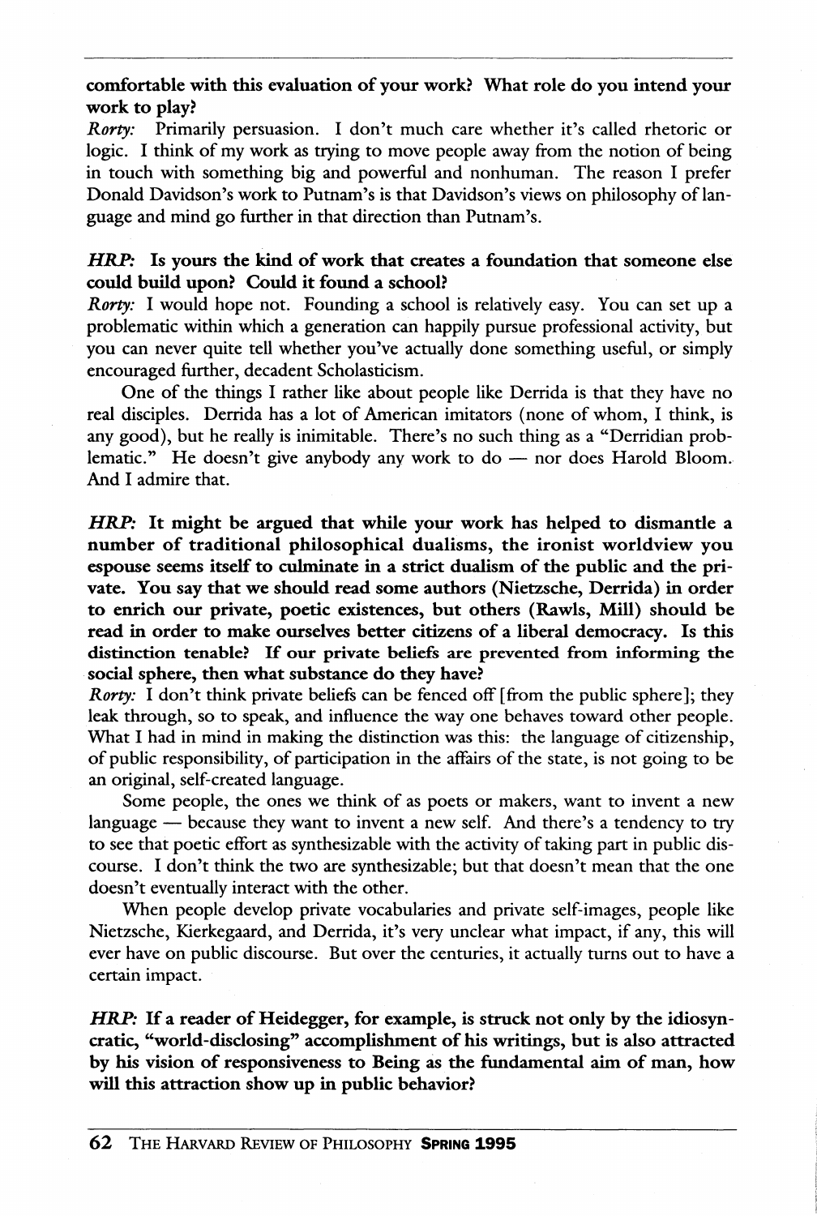**comfortable with this evaluation of your work? What role do you intend your work to play?**

*Rorty:* Primarily persuasion. I don't much care whether it's called rhetoric or logic. I think of my work as trying to move people away from the notion of being in touch with something big and powerful and nonhuman. The reason I prefer Donald Davidson's work to Putnam's is that Davidson's views on philosophy of language and mind go further in that direction than Putnam's.

***HRP:* Is yours the kind of work that creates a foundation that someone else could build upon? Could it found a school?**

*Rorty:* I would hope not. Founding a school is relatively easy. You can set up a problematic within which a generation can happily pursue professional activity, but you can never quite tell whether you've actually done something useful, or simply encouraged further, decadent Scholasticism.

One of the things I rather like about people like Derrida is that they have no real disciples. Derrida has a lot of American imitators (none of whom, I think, is any good), but he really is inimitable. There's no such thing as a "Derridian problematic." He doesn't give anybody any work to do — nor does Harold Bloom. And I admire that.

***HRP:* It might be argued that while your work has helped to dismantle a number of traditional philosophical dualisms, the ironist worldview you espouse seems itself to culminate in a strict dualism of the public and the private. You say that we should read some authors (Nietzsche, Derrida) in order to enrich our private, poetic existences, but others (Rawls, Mill) should be read in order to make ourselves better citizens of a liberal democracy. Is this distinction tenable? If our private beliefs are prevented from informing the social sphere, then what substance do they have?**

*Rorty:* I don't think private beliefs can be fenced off [from the public sphere]; they leak through, so to speak, and influence the way one behaves toward other people. What I had in mind in making the distinction was this: the language of citizenship, of public responsibility, of participation in the affairs of the state, is not going to be an original, self-created language.

Some people, the ones we think of as poets or makers, want to invent a new language — because they want to invent a new self. And there's a tendency to try to see that poetic effort as synthesizable with the activity of taking part in public discourse. I don't think the two are synthesizable; but that doesn't mean that the one doesn't eventually interact with the other.

When people develop private vocabularies and private self-images, people like Nietzsche, Kierkegaard, and Derrida, it's very unclear what impact, if any, this will ever have on public discourse. But over the centuries, it actually turns out to have a certain impact.

***HRP:* If a reader of Heidegger, for example, is struck not only by the idiosyncratic, "world-disclosing" accomplishment of his writings, but is also attracted by his vision of responsiveness to Being as the fundamental aim of man, how will this attraction show up in public behavior?**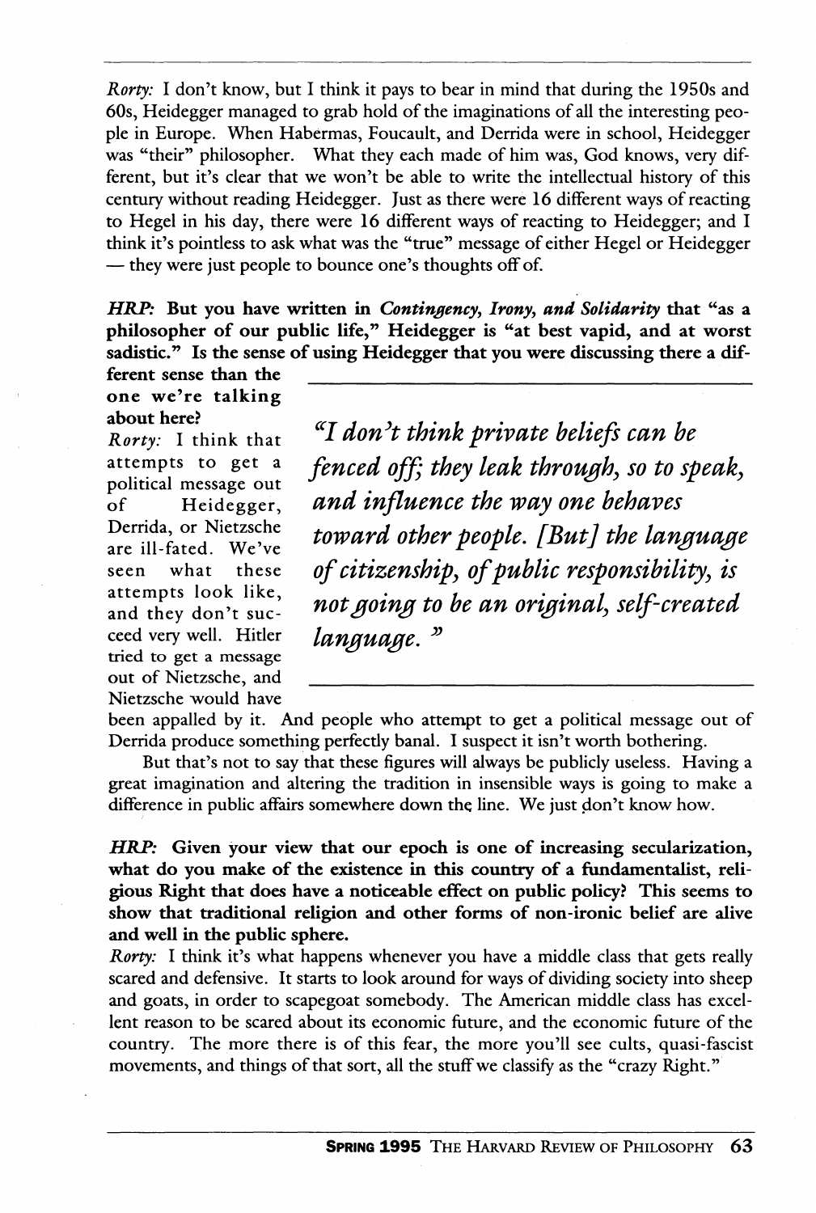*Rorty:* I don't know, but I think it pays to bear in mind that during the 1950s and 60s, Heidegger managed to grab hold of the imaginations of all the interesting people in Europe. When Habermas, Foucault, and Derrida were in school, Heidegger was "their" philosopher. What they each made of him was, God knows, very different, but it's clear that we won't be able to write the intellectual history of this century without reading Heidegger. Just as there were 16 different ways of reacting to Hegel in his day, there were 16 different ways of reacting to Heidegger; and I think it's pointless to ask what was the "true" message of either Hegel or Heidegger — they were just people to bounce one's thoughts off of.

***HRP:* But you have written in *Contingency, Irony, and Solidarity* that "as a philosopher of our public life," Heidegger is "at best vapid, and at worst sadistic." Is the sense of using Heidegger that you were discussing there a different sense than the one we're talking about here?**

*Rorty:* I think that attempts to get a political message out of Heidegger, Derrida, or Nietzsche are ill-fated. We've seen what these attempts look like, and they don't succeed very well. Hitler tried to get a message out of Nietzsche, and Nietzsche would have been appalled by it. And people who attempt to get a political message out of Derrida produce something perfectly banal. I suspect it isn't worth bothering.

> *"I don't think private beliefs can be fenced off; they leak through, so to speak, and influence the way one behaves toward other people. [But] the language of citizenship, of public responsibility, is not going to be an original, self-created language."*

But that's not to say that these figures will always be publicly useless. Having a great imagination and altering the tradition in insensible ways is going to make a difference in public affairs somewhere down the line. We just don't know how.

***HRP:* Given your view that our epoch is one of increasing secularization, what do you make of the existence in this country of a fundamentalist, religious Right that does have a noticeable effect on public policy? This seems to show that traditional religion and other forms of non-ironic belief are alive and well in the public sphere.**

*Rorty:* I think it's what happens whenever you have a middle class that gets really scared and defensive. It starts to look around for ways of dividing society into sheep and goats, in order to scapegoat somebody. The American middle class has excellent reason to be scared about its economic future, and the economic future of the country. The more there is of this fear, the more you'll see cults, quasi-fascist movements, and things of that sort, all the stuff we classify as the "crazy Right."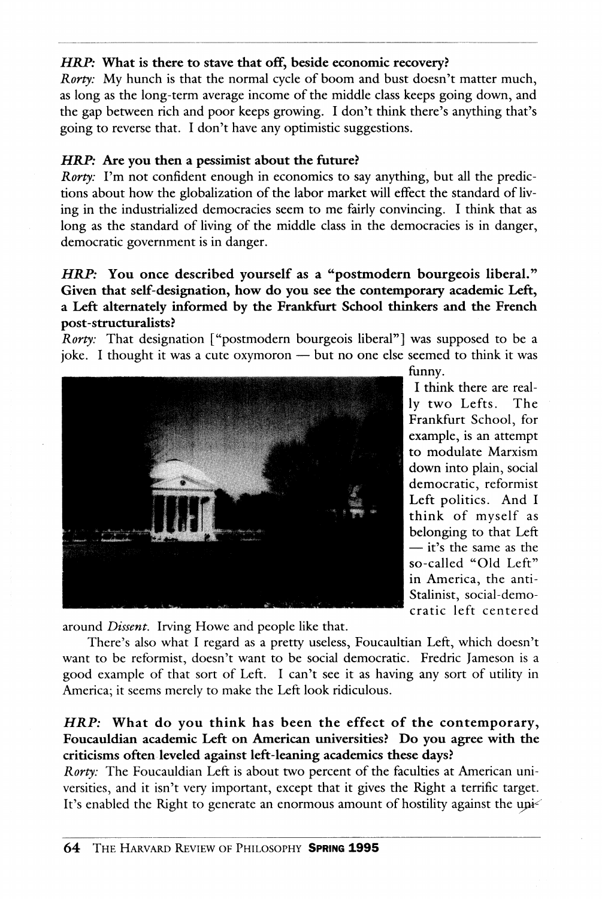**HRP: What is there to stave that off, beside economic recovery?**

*Rorty:* My hunch is that the normal cycle of boom and bust doesn't matter much, as long as the long-term average income of the middle class keeps going down, and the gap between rich and poor keeps growing. I don't think there's anything that's going to reverse that. I don't have any optimistic suggestions.

**HRP: Are you then a pessimist about the future?**

*Rorty:* I'm not confident enough in economics to say anything, but all the predictions about how the globalization of the labor market will effect the standard of living in the industrialized democracies seem to me fairly convincing. I think that as long as the standard of living of the middle class in the democracies is in danger, democratic government is in danger.

**HRP: You once described yourself as a "postmodern bourgeois liberal." Given that self-designation, how do you see the contemporary academic Left, a Left alternately informed by the Frankfurt School thinkers and the French post-structuralists?**

*Rorty:* That designation ["postmodern bourgeois liberal"] was supposed to be a joke. I thought it was a cute oxymoron — but no one else seemed to think it was funny.

I think there are really two Lefts. The Frankfurt School, for example, is an attempt to modulate Marxism down into plain, social democratic, reformist Left politics. And I think of myself as belonging to that Left — it's the same as the so-called "Old Left" in America, the anti-Stalinist, social-democratic left centered around *Dissent*. Irving Howe and people like that.

There's also what I regard as a pretty useless, Foucaultian Left, which doesn't want to be reformist, doesn't want to be social democratic. Fredric Jameson is a good example of that sort of Left. I can't see it as having any sort of utility in America; it seems merely to make the Left look ridiculous.

**HRP: What do you think has been the effect of the contemporary, Foucauldian academic Left on American universities? Do you agree with the criticisms often leveled against left-leaning academics these days?**

*Rorty:* The Foucauldian Left is about two percent of the faculties at American universities, and it isn't very important, except that it gives the Right a terrific target. It's enabled the Right to generate an enormous amount of hostility against the uni-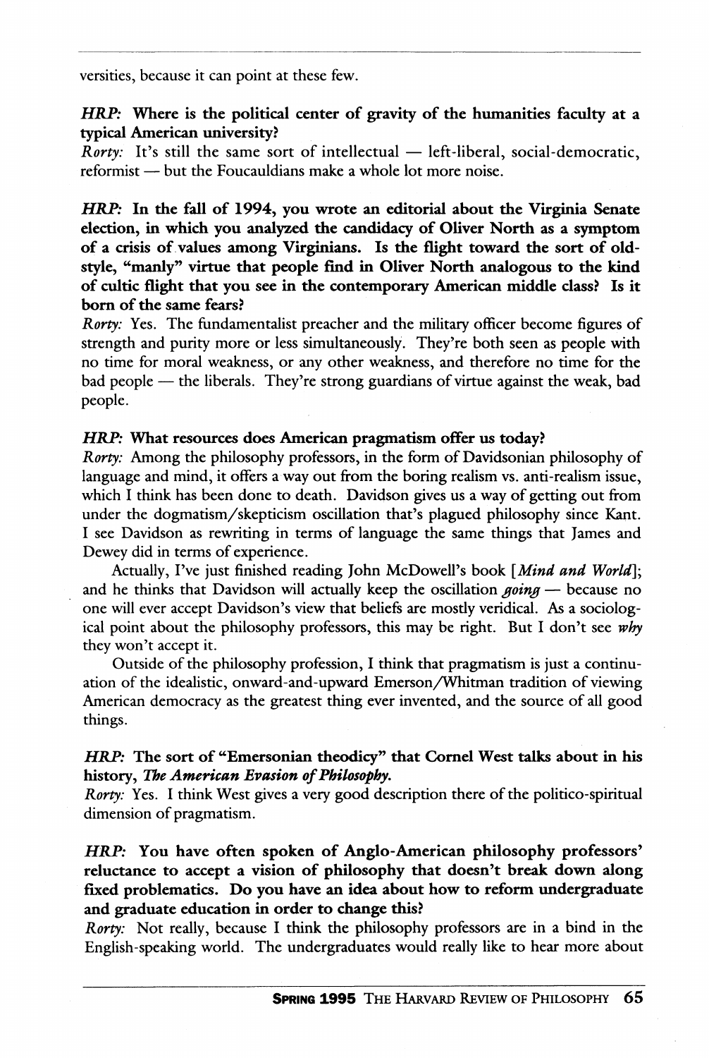versities, because it can point at these few.

***HRP:* Where is the political center of gravity of the humanities faculty at a typical American university?**

*Rorty:* It's still the same sort of intellectual — left-liberal, social-democratic, reformist — but the Foucauldians make a whole lot more noise.

***HRP:* In the fall of 1994, you wrote an editorial about the Virginia Senate election, in which you analyzed the candidacy of Oliver North as a symptom of a crisis of values among Virginians. Is the flight toward the sort of old-style, "manly" virtue that people find in Oliver North analogous to the kind of cultic flight that you see in the contemporary American middle class? Is it born of the same fears?**

*Rorty:* Yes. The fundamentalist preacher and the military officer become figures of strength and purity more or less simultaneously. They're both seen as people with no time for moral weakness, or any other weakness, and therefore no time for the bad people — the liberals. They're strong guardians of virtue against the weak, bad people.

***HRP:* What resources does American pragmatism offer us today?**

*Rorty:* Among the philosophy professors, in the form of Davidsonian philosophy of language and mind, it offers a way out from the boring realism vs. anti-realism issue, which I think has been done to death. Davidson gives us a way of getting out from under the dogmatism/skepticism oscillation that's plagued philosophy since Kant. I see Davidson as rewriting in terms of language the same things that James and Dewey did in terms of experience.

Actually, I've just finished reading John McDowell's book [*Mind and World*]; and he thinks that Davidson will actually keep the oscillation *going* — because no one will ever accept Davidson's view that beliefs are mostly veridical. As a sociological point about the philosophy professors, this may be right. But I don't see *why* they won't accept it.

Outside of the philosophy profession, I think that pragmatism is just a continuation of the idealistic, onward-and-upward Emerson/Whitman tradition of viewing American democracy as the greatest thing ever invented, and the source of all good things.

***HRP:* The sort of "Emersonian theodicy" that Cornel West talks about in his history, *The American Evasion of Philosophy*.**

*Rorty:* Yes. I think West gives a very good description there of the politico-spiritual dimension of pragmatism.

***HRP:* You have often spoken of Anglo-American philosophy professors' reluctance to accept a vision of philosophy that doesn't break down along fixed problematics. Do you have an idea about how to reform undergraduate and graduate education in order to change this?**

*Rorty:* Not really, because I think the philosophy professors are in a bind in the English-speaking world. The undergraduates would really like to hear more about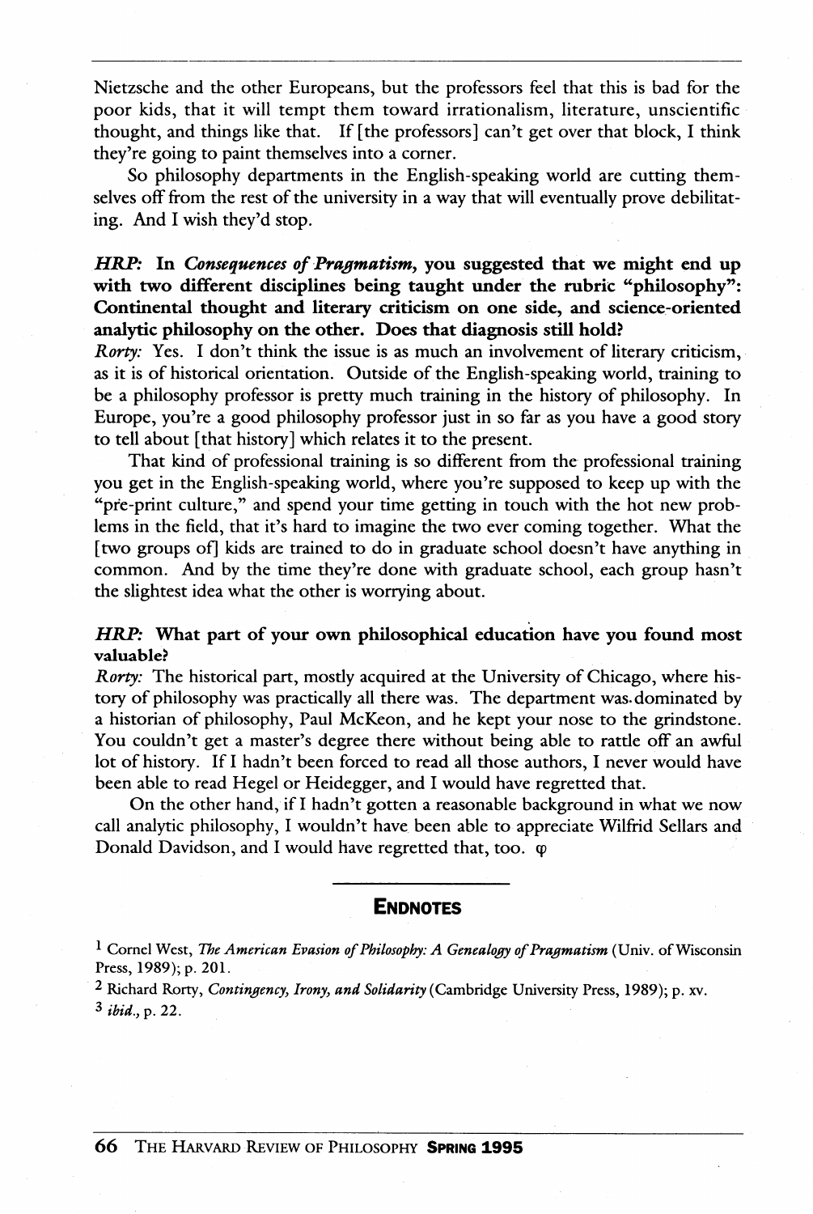Nietzsche and the other Europeans, but the professors feel that this is bad for the poor kids, that it will tempt them toward irrationalism, literature, unscientific thought, and things like that. If [the professors] can't get over that block, I think they're going to paint themselves into a corner.

So philosophy departments in the English-speaking world are cutting themselves off from the rest of the university in a way that will eventually prove debilitating. And I wish they'd stop.

***HRP:* In *Consequences of Pragmatism*, you suggested that we might end up with two different disciplines being taught under the rubric "philosophy": Continental thought and literary criticism on one side, and science-oriented analytic philosophy on the other. Does that diagnosis still hold?**

*Rorty:* Yes. I don't think the issue is as much an involvement of literary criticism, as it is of historical orientation. Outside of the English-speaking world, training to be a philosophy professor is pretty much training in the history of philosophy. In Europe, you're a good philosophy professor just in so far as you have a good story to tell about [that history] which relates it to the present.

That kind of professional training is so different from the professional training you get in the English-speaking world, where you're supposed to keep up with the "pre-print culture," and spend your time getting in touch with the hot new problems in the field, that it's hard to imagine the two ever coming together. What the [two groups of] kids are trained to do in graduate school doesn't have anything in common. And by the time they're done with graduate school, each group hasn't the slightest idea what the other is worrying about.

***HRP:* What part of your own philosophical education have you found most valuable?**

*Rorty:* The historical part, mostly acquired at the University of Chicago, where history of philosophy was practically all there was. The department was dominated by a historian of philosophy, Paul McKeon, and he kept your nose to the grindstone. You couldn't get a master's degree there without being able to rattle off an awful lot of history. If I hadn't been forced to read all those authors, I never would have been able to read Hegel or Heidegger, and I would have regretted that.

On the other hand, if I hadn't gotten a reasonable background in what we now call analytic philosophy, I wouldn't have been able to appreciate Wilfrid Sellars and Donald Davidson, and I would have regretted that, too. φ

## ENDNOTES

[1] Cornel West, *The American Evasion of Philosophy: A Genealogy of Pragmatism* (Univ. of Wisconsin Press, 1989); p. 201.

[2] Richard Rorty, *Contingency, Irony, and Solidarity* (Cambridge University Press, 1989); p. xv.

[3] *ibid.*, p. 22.